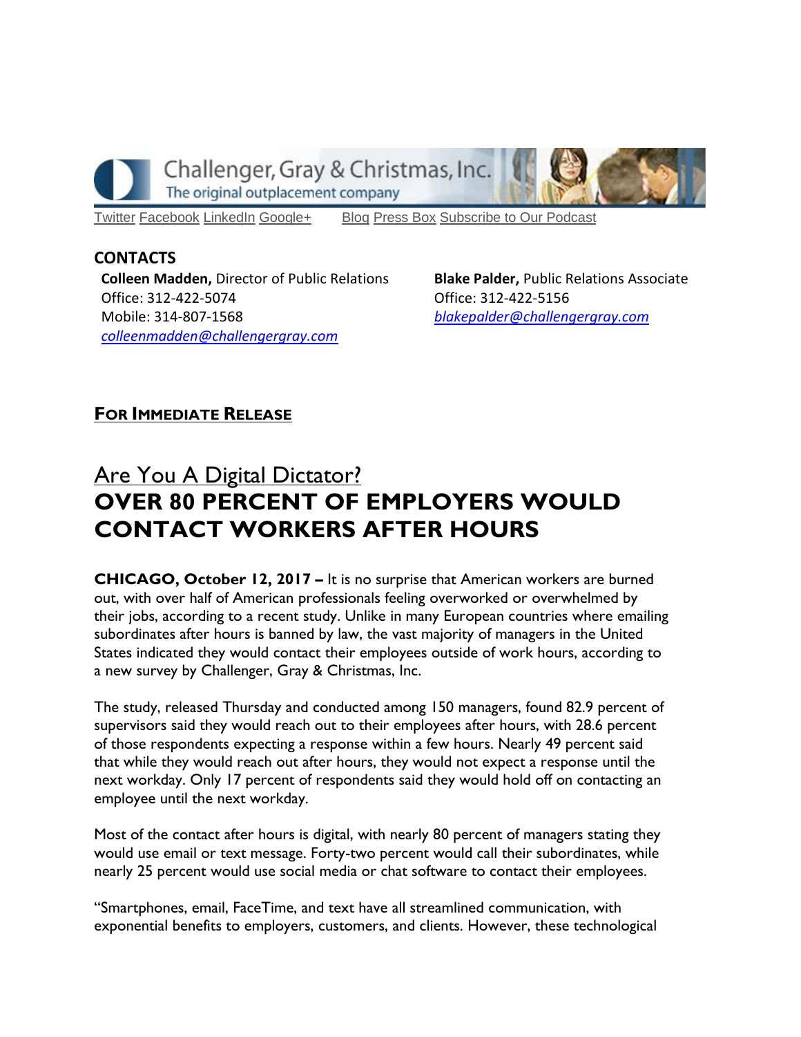Challenger, Gray & Christmas, Inc.
The original outplacement company

Twitter Facebook LinkedIn Google+ Blog Press Box Subscribe to Our Podcast

**CONTACTS**

**Colleen Madden,** Director of Public Relations
Office: 312-422-5074
Mobile: 314-807-1568
*colleenmadden@challengergray.com*

**Blake Palder,** Public Relations Associate
Office: 312-422-5156
*blakepalder@challengergray.com*

**FOR IMMEDIATE RELEASE**

## Are You A Digital Dictator?

# OVER 80 PERCENT OF EMPLOYERS WOULD CONTACT WORKERS AFTER HOURS

**CHICAGO, October 12, 2017 –** It is no surprise that American workers are burned out, with over half of American professionals feeling overworked or overwhelmed by their jobs, according to a recent study. Unlike in many European countries where emailing subordinates after hours is banned by law, the vast majority of managers in the United States indicated they would contact their employees outside of work hours, according to a new survey by Challenger, Gray & Christmas, Inc.

The study, released Thursday and conducted among 150 managers, found 82.9 percent of supervisors said they would reach out to their employees after hours, with 28.6 percent of those respondents expecting a response within a few hours. Nearly 49 percent said that while they would reach out after hours, they would not expect a response until the next workday. Only 17 percent of respondents said they would hold off on contacting an employee until the next workday.

Most of the contact after hours is digital, with nearly 80 percent of managers stating they would use email or text message. Forty-two percent would call their subordinates, while nearly 25 percent would use social media or chat software to contact their employees.

"Smartphones, email, FaceTime, and text have all streamlined communication, with exponential benefits to employers, customers, and clients. However, these technological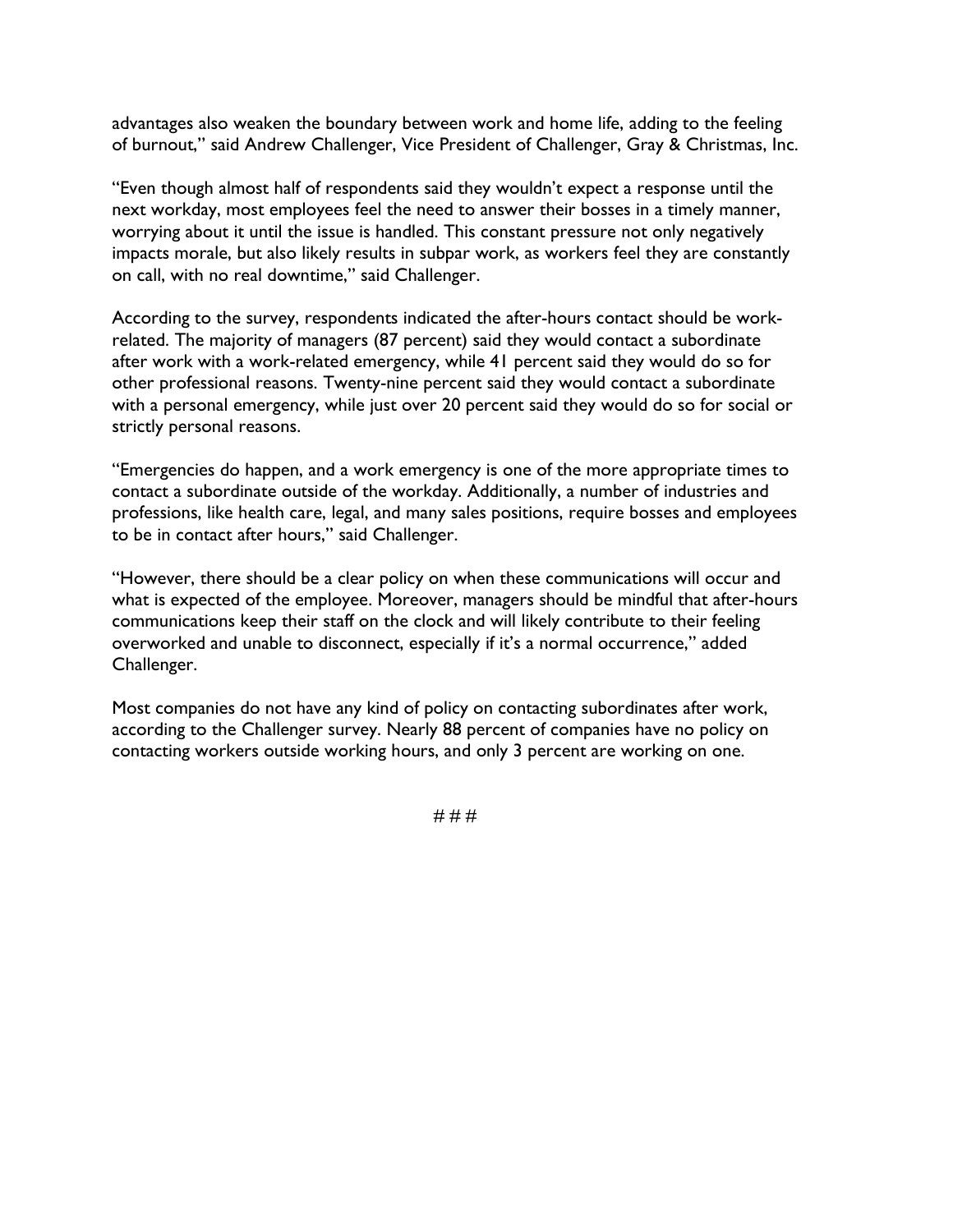advantages also weaken the boundary between work and home life, adding to the feeling of burnout," said Andrew Challenger, Vice President of Challenger, Gray & Christmas, Inc.

"Even though almost half of respondents said they wouldn't expect a response until the next workday, most employees feel the need to answer their bosses in a timely manner, worrying about it until the issue is handled. This constant pressure not only negatively impacts morale, but also likely results in subpar work, as workers feel they are constantly on call, with no real downtime," said Challenger.

According to the survey, respondents indicated the after-hours contact should be work-related. The majority of managers (87 percent) said they would contact a subordinate after work with a work-related emergency, while 41 percent said they would do so for other professional reasons. Twenty-nine percent said they would contact a subordinate with a personal emergency, while just over 20 percent said they would do so for social or strictly personal reasons.

"Emergencies do happen, and a work emergency is one of the more appropriate times to contact a subordinate outside of the workday. Additionally, a number of industries and professions, like health care, legal, and many sales positions, require bosses and employees to be in contact after hours," said Challenger.

"However, there should be a clear policy on when these communications will occur and what is expected of the employee. Moreover, managers should be mindful that after-hours communications keep their staff on the clock and will likely contribute to their feeling overworked and unable to disconnect, especially if it's a normal occurrence," added Challenger.

Most companies do not have any kind of policy on contacting subordinates after work, according to the Challenger survey. Nearly 88 percent of companies have no policy on contacting workers outside working hours, and only 3 percent are working on one.

# # #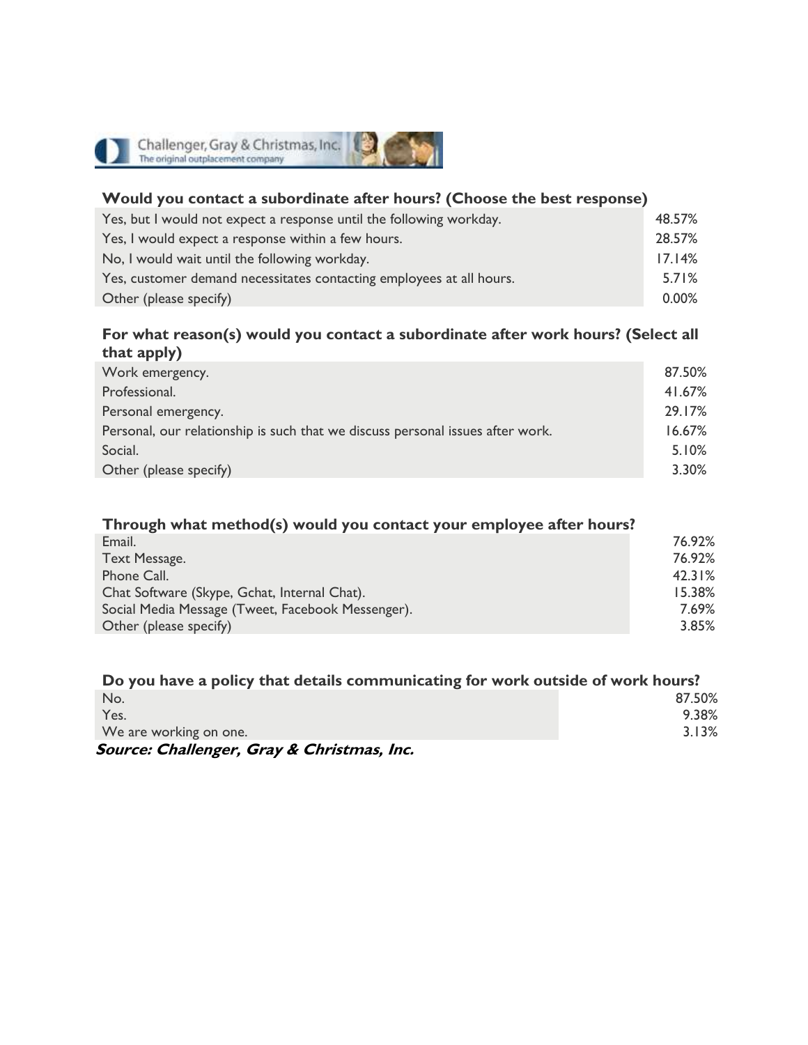Challenger, Gray & Christmas, Inc.
The original outplacement company

### Would you contact a subordinate after hours? (Choose the best response)

| | |
|---|---|
| Yes, but I would not expect a response until the following workday. | 48.57% |
| Yes, I would expect a response within a few hours. | 28.57% |
| No, I would wait until the following workday. | 17.14% |
| Yes, customer demand necessitates contacting employees at all hours. | 5.71% |
| Other (please specify) | 0.00% |

### For what reason(s) would you contact a subordinate after work hours? (Select all that apply)

| | |
|---|---|
| Work emergency. | 87.50% |
| Professional. | 41.67% |
| Personal emergency. | 29.17% |
| Personal, our relationship is such that we discuss personal issues after work. | 16.67% |
| Social. | 5.10% |
| Other (please specify) | 3.30% |

### Through what method(s) would you contact your employee after hours?

| | |
|---|---|
| Email. | 76.92% |
| Text Message. | 76.92% |
| Phone Call. | 42.31% |
| Chat Software (Skype, Gchat, Internal Chat). | 15.38% |
| Social Media Message (Tweet, Facebook Messenger). | 7.69% |
| Other (please specify) | 3.85% |

### Do you have a policy that details communicating for work outside of work hours?

| | |
|---|---|
| No. | 87.50% |
| Yes. | 9.38% |
| We are working on one. | 3.13% |

***Source: Challenger, Gray & Christmas, Inc.***